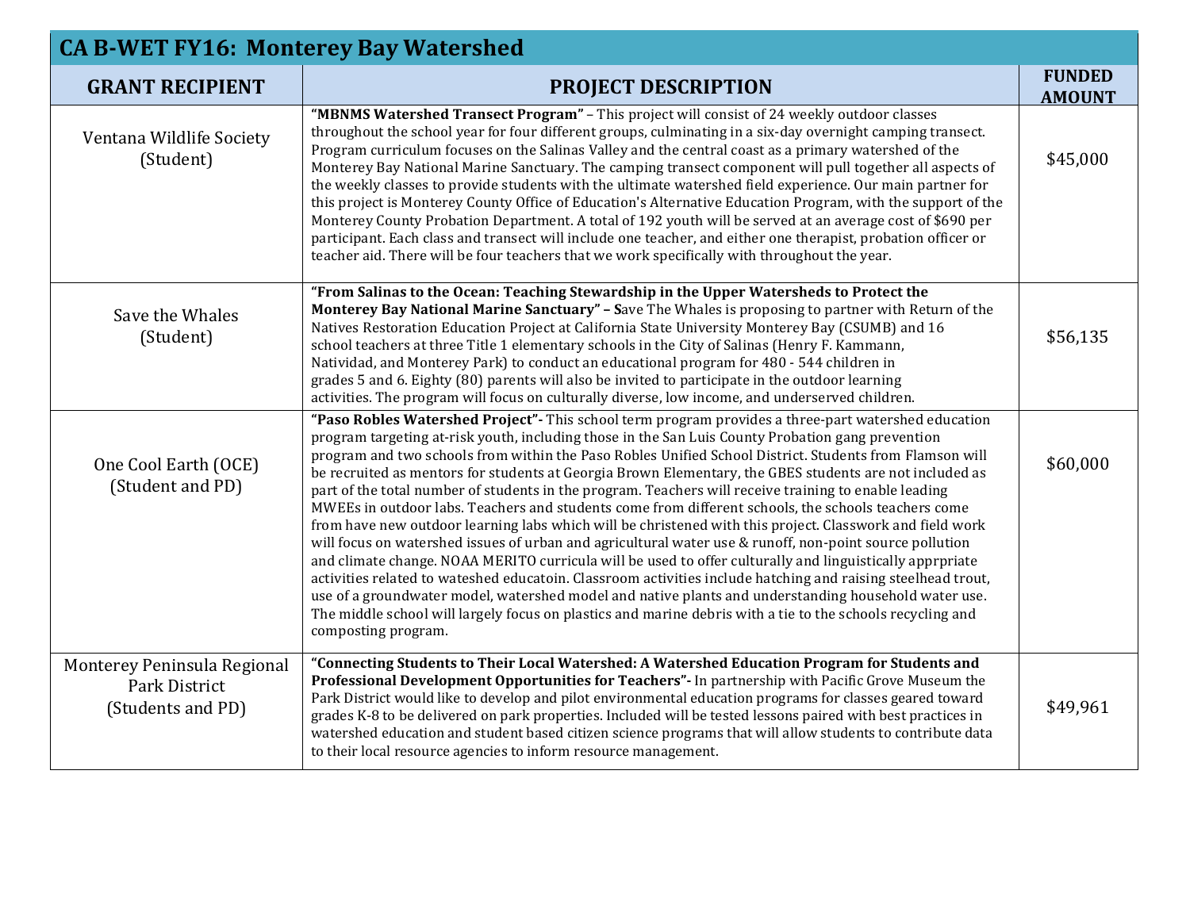## CA B-WET FY16: Monterey Bay Watershed

| GRANT RECIPIENT | PROJECT DESCRIPTION | FUNDED AMOUNT |
|---|---|---|
| Ventana Wildlife Society (Student) | **"MBNMS Watershed Transect Program"** – This project will consist of 24 weekly outdoor classes throughout the school year for four different groups, culminating in a six-day overnight camping transect. Program curriculum focuses on the Salinas Valley and the central coast as a primary watershed of the Monterey Bay National Marine Sanctuary. The camping transect component will pull together all aspects of the weekly classes to provide students with the ultimate watershed field experience. Our main partner for this project is Monterey County Office of Education's Alternative Education Program, with the support of the Monterey County Probation Department. A total of 192 youth will be served at an average cost of $690 per participant. Each class and transect will include one teacher, and either one therapist, probation officer or teacher aid. There will be four teachers that we work specifically with throughout the year. | $45,000 |
| Save the Whales (Student) | **"From Salinas to the Ocean: Teaching Stewardship in the Upper Watersheds to Protect the Monterey Bay National Marine Sanctuary" – S**ave The Whales is proposing to partner with Return of the Natives Restoration Education Project at California State University Monterey Bay (CSUMB) and 16 school teachers at three Title 1 elementary schools in the City of Salinas (Henry F. Kammann, Natividad, and Monterey Park) to conduct an educational program for 480 - 544 children in grades 5 and 6. Eighty (80) parents will also be invited to participate in the outdoor learning activities. The program will focus on culturally diverse, low income, and underserved children. | $56,135 |
| One Cool Earth (OCE) (Student and PD) | **"Paso Robles Watershed Project"-** This school term program provides a three-part watershed education program targeting at-risk youth, including those in the San Luis County Probation gang prevention program and two schools from within the Paso Robles Unified School District. Students from Flamson will be recruited as mentors for students at Georgia Brown Elementary, the GBES students are not included as part of the total number of students in the program. Teachers will receive training to enable leading MWEEs in outdoor labs. Teachers and students come from different schools, the schools teachers come from have new outdoor learning labs which will be christened with this project. Classwork and field work will focus on watershed issues of urban and agricultural water use & runoff, non-point source pollution and climate change. NOAA MERITO curricula will be used to offer culturally and linguistically apprpriate activities related to wateshed educatoin. Classroom activities include hatching and raising steelhead trout, use of a groundwater model, watershed model and native plants and understanding household water use. The middle school will largely focus on plastics and marine debris with a tie to the schools recycling and composting program. | $60,000 |
| Monterey Peninsula Regional Park District (Students and PD) | **"Connecting Students to Their Local Watershed: A Watershed Education Program for Students and Professional Development Opportunities for Teachers"-** In partnership with Pacific Grove Museum the Park District would like to develop and pilot environmental education programs for classes geared toward grades K-8 to be delivered on park properties. Included will be tested lessons paired with best practices in watershed education and student based citizen science programs that will allow students to contribute data to their local resource agencies to inform resource management. | $49,961 |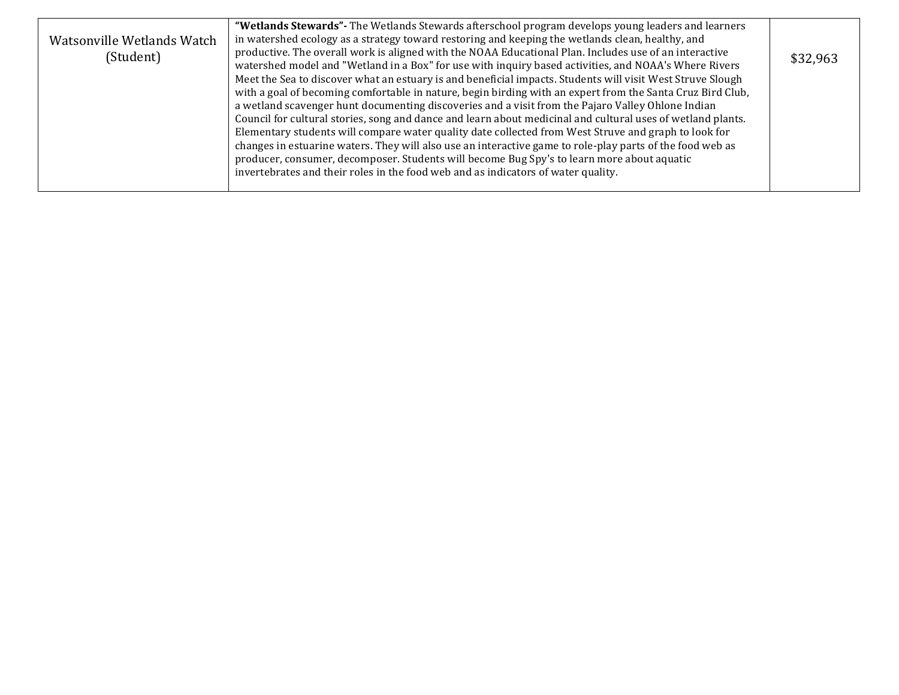| | | |
|---|---|---|
| Watsonville Wetlands Watch (Student) | **“Wetlands Stewards”-** The Wetlands Stewards afterschool program develops young leaders and learners in watershed ecology as a strategy toward restoring and keeping the wetlands clean, healthy, and productive. The overall work is aligned with the NOAA Educational Plan. Includes use of an interactive watershed model and "Wetland in a Box" for use with inquiry based activities, and NOAA's Where Rivers Meet the Sea to discover what an estuary is and beneficial impacts. Students will visit West Struve Slough with a goal of becoming comfortable in nature, begin birding with an expert from the Santa Cruz Bird Club, a wetland scavenger hunt documenting discoveries and a visit from the Pajaro Valley Ohlone Indian Council for cultural stories, song and dance and learn about medicinal and cultural uses of wetland plants. Elementary students will compare water quality date collected from West Struve and graph to look for changes in estuarine waters. They will also use an interactive game to role-play parts of the food web as producer, consumer, decomposer. Students will become Bug Spy's to learn more about aquatic invertebrates and their roles in the food web and as indicators of water quality. | $32,963 |